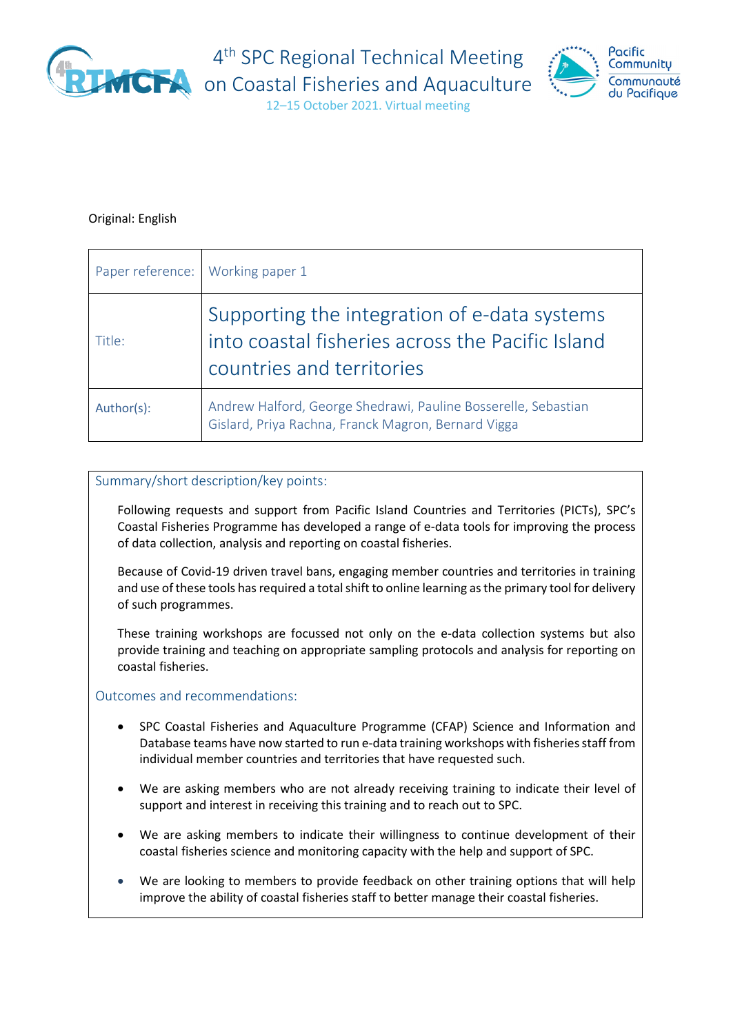4th SPC Regional Technical Meeting on Coastal Fisheries and Aquaculture

12–15 October 2021. Virtual meeting

Original: English

| Paper reference: | Working paper 1 |
| --- | --- |
| Title: | Supporting the integration of e-data systems into coastal fisheries across the Pacific Island countries and territories |
| Author(s): | Andrew Halford, George Shedrawi, Pauline Bosserelle, Sebastian Gislard, Priya Rachna, Franck Magron, Bernard Vigga |

## Summary/short description/key points:

Following requests and support from Pacific Island Countries and Territories (PICTs), SPC's Coastal Fisheries Programme has developed a range of e-data tools for improving the process of data collection, analysis and reporting on coastal fisheries.

Because of Covid-19 driven travel bans, engaging member countries and territories in training and use of these tools has required a total shift to online learning as the primary tool for delivery of such programmes.

These training workshops are focussed not only on the e-data collection systems but also provide training and teaching on appropriate sampling protocols and analysis for reporting on coastal fisheries.

## Outcomes and recommendations:

- SPC Coastal Fisheries and Aquaculture Programme (CFAP) Science and Information and Database teams have now started to run e-data training workshops with fisheries staff from individual member countries and territories that have requested such.
- We are asking members who are not already receiving training to indicate their level of support and interest in receiving this training and to reach out to SPC.
- We are asking members to indicate their willingness to continue development of their coastal fisheries science and monitoring capacity with the help and support of SPC.
- We are looking to members to provide feedback on other training options that will help improve the ability of coastal fisheries staff to better manage their coastal fisheries.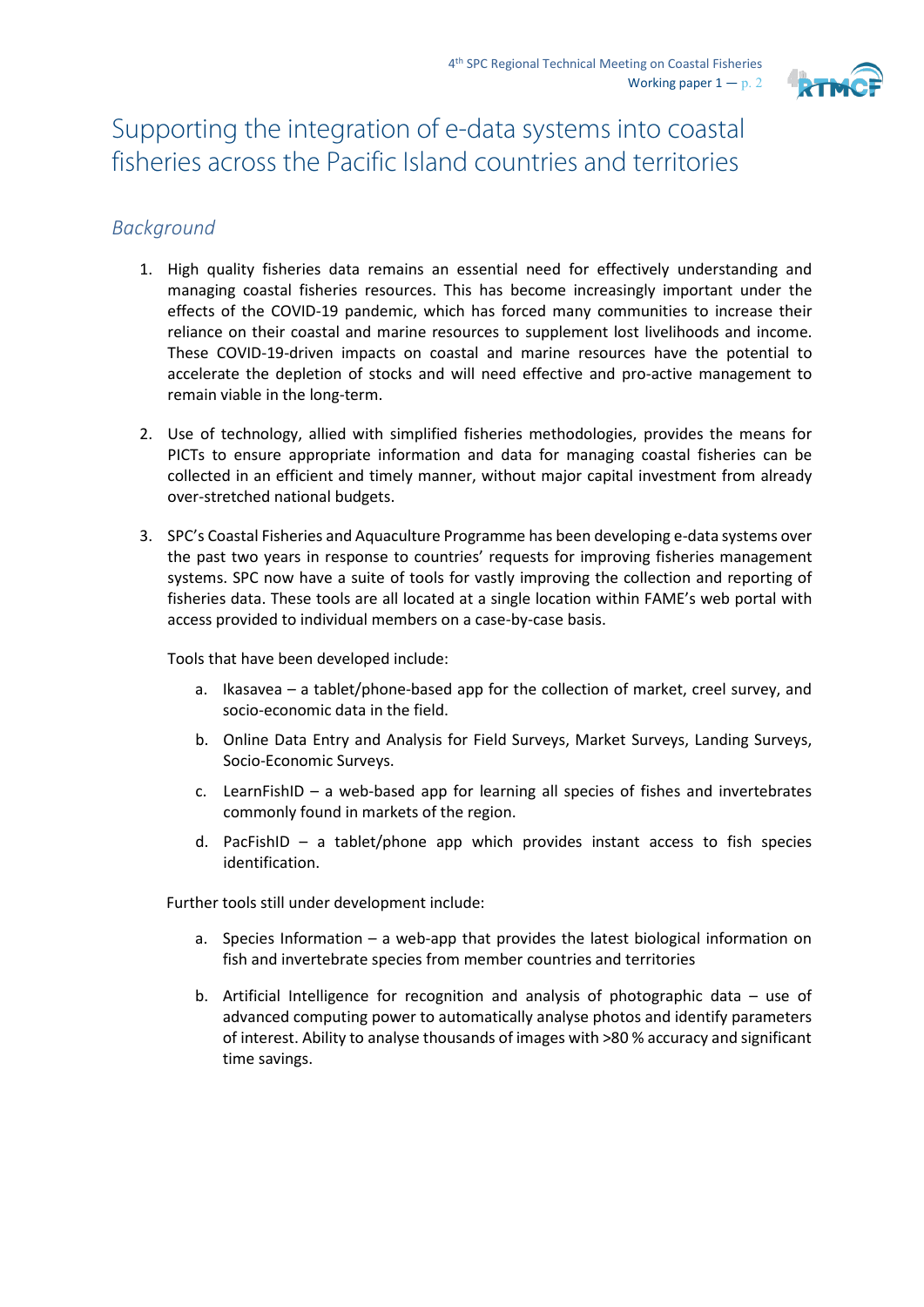# Supporting the integration of e-data systems into coastal fisheries across the Pacific Island countries and territories

## *Background*

1. High quality fisheries data remains an essential need for effectively understanding and managing coastal fisheries resources. This has become increasingly important under the effects of the COVID-19 pandemic, which has forced many communities to increase their reliance on their coastal and marine resources to supplement lost livelihoods and income. These COVID-19-driven impacts on coastal and marine resources have the potential to accelerate the depletion of stocks and will need effective and pro-active management to remain viable in the long-term.

2. Use of technology, allied with simplified fisheries methodologies, provides the means for PICTs to ensure appropriate information and data for managing coastal fisheries can be collected in an efficient and timely manner, without major capital investment from already over-stretched national budgets.

3. SPC's Coastal Fisheries and Aquaculture Programme has been developing e-data systems over the past two years in response to countries' requests for improving fisheries management systems. SPC now have a suite of tools for vastly improving the collection and reporting of fisheries data. These tools are all located at a single location within FAME's web portal with access provided to individual members on a case-by-case basis.

   Tools that have been developed include:

   a. Ikasavea – a tablet/phone-based app for the collection of market, creel survey, and socio-economic data in the field.

   b. Online Data Entry and Analysis for Field Surveys, Market Surveys, Landing Surveys, Socio-Economic Surveys.

   c. LearnFishID – a web-based app for learning all species of fishes and invertebrates commonly found in markets of the region.

   d. PacFishID – a tablet/phone app which provides instant access to fish species identification.

   Further tools still under development include:

   a. Species Information – a web-app that provides the latest biological information on fish and invertebrate species from member countries and territories

   b. Artificial Intelligence for recognition and analysis of photographic data – use of advanced computing power to automatically analyse photos and identify parameters of interest. Ability to analyse thousands of images with >80 % accuracy and significant time savings.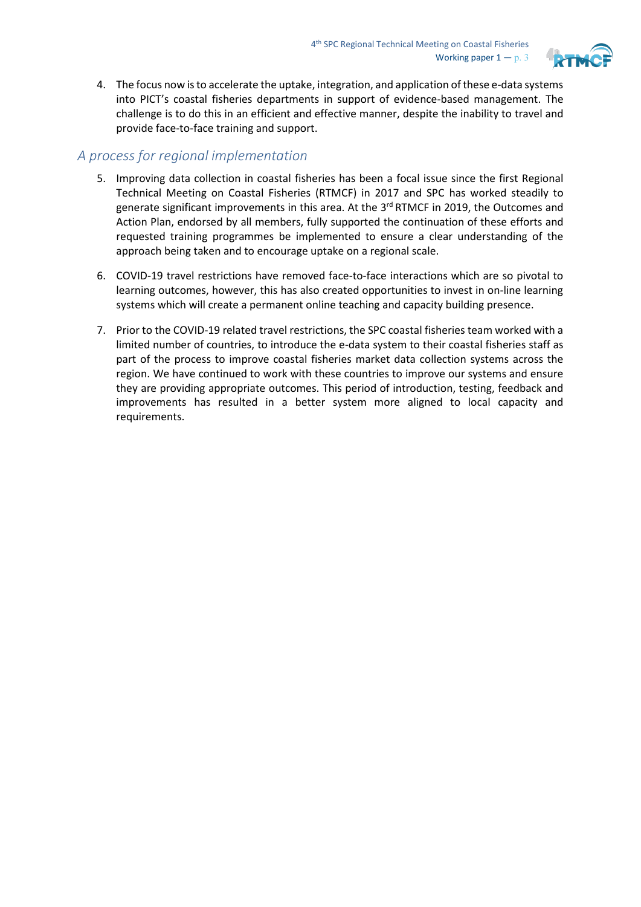4. The focus now is to accelerate the uptake, integration, and application of these e-data systems into PICT's coastal fisheries departments in support of evidence-based management. The challenge is to do this in an efficient and effective manner, despite the inability to travel and provide face-to-face training and support.

## *A process for regional implementation*

5. Improving data collection in coastal fisheries has been a focal issue since the first Regional Technical Meeting on Coastal Fisheries (RTMCF) in 2017 and SPC has worked steadily to generate significant improvements in this area. At the 3rd RTMCF in 2019, the Outcomes and Action Plan, endorsed by all members, fully supported the continuation of these efforts and requested training programmes be implemented to ensure a clear understanding of the approach being taken and to encourage uptake on a regional scale.

6. COVID-19 travel restrictions have removed face-to-face interactions which are so pivotal to learning outcomes, however, this has also created opportunities to invest in on-line learning systems which will create a permanent online teaching and capacity building presence.

7. Prior to the COVID-19 related travel restrictions, the SPC coastal fisheries team worked with a limited number of countries, to introduce the e-data system to their coastal fisheries staff as part of the process to improve coastal fisheries market data collection systems across the region. We have continued to work with these countries to improve our systems and ensure they are providing appropriate outcomes. This period of introduction, testing, feedback and improvements has resulted in a better system more aligned to local capacity and requirements.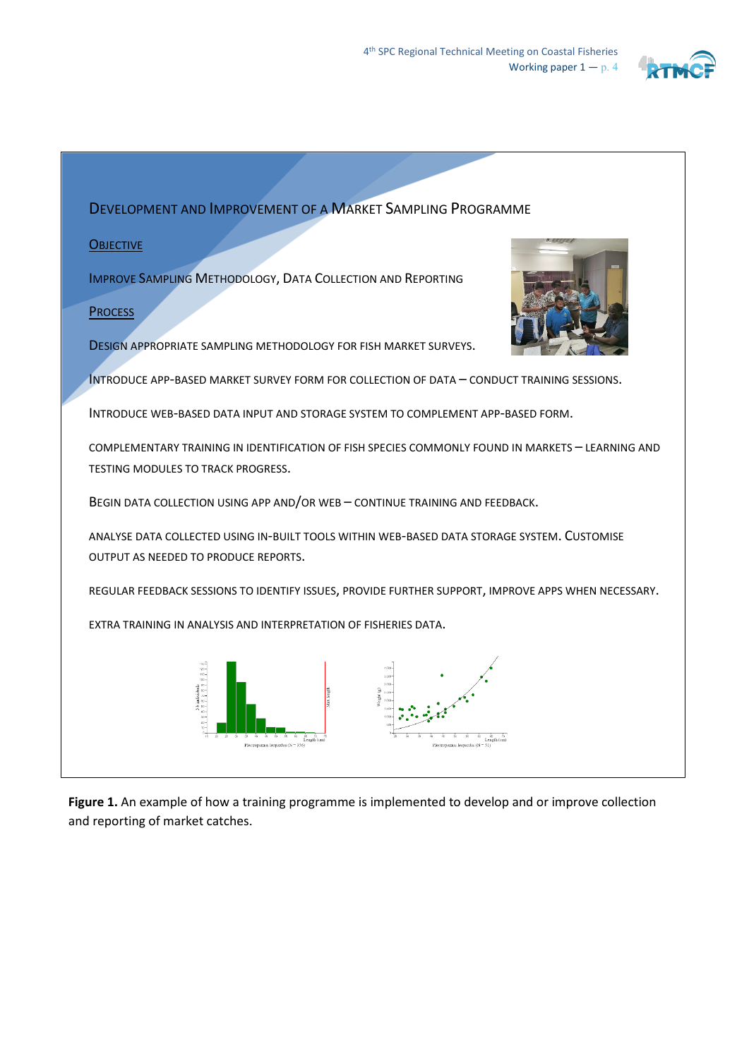## Development and Improvement of a Market Sampling Programme

**Objective**

Improve Sampling Methodology, Data Collection and Reporting

**Process**

Design appropriate sampling methodology for fish market surveys.

Introduce app-based market survey form for collection of data – conduct training sessions.

Introduce web-based data input and storage system to complement app-based form.

Complementary training in identification of fish species commonly found in markets – learning and testing modules to track progress.

Begin data collection using app and/or web – continue training and feedback.

Analyse data collected using in-built tools within web-based data storage system. Customise output as needed to produce reports.

Regular feedback sessions to identify issues, provide further support, improve apps when necessary.

Extra training in analysis and interpretation of fisheries data.

**Figure 1.** An example of how a training programme is implemented to develop and or improve collection and reporting of market catches.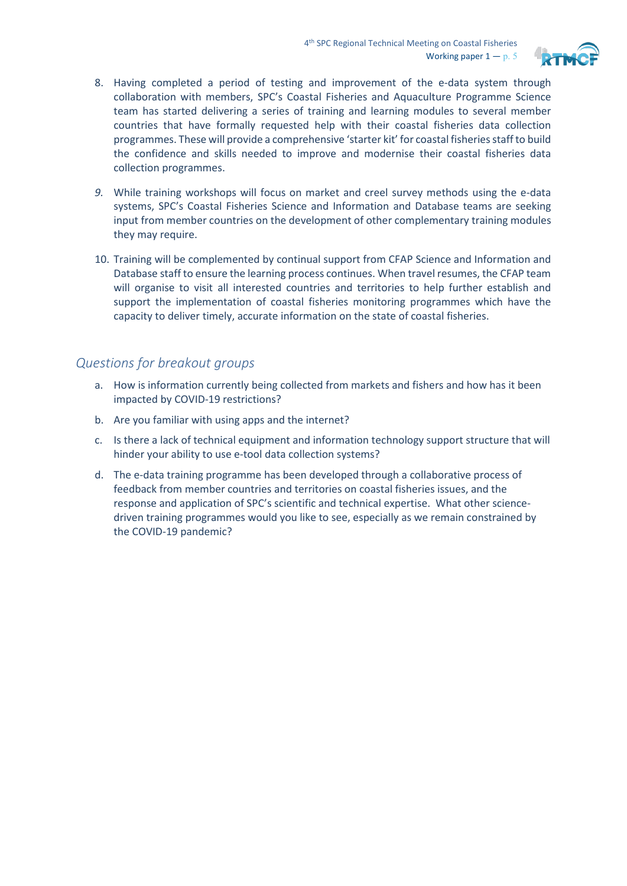8. Having completed a period of testing and improvement of the e-data system through collaboration with members, SPC's Coastal Fisheries and Aquaculture Programme Science team has started delivering a series of training and learning modules to several member countries that have formally requested help with their coastal fisheries data collection programmes. These will provide a comprehensive 'starter kit' for coastal fisheries staff to build the confidence and skills needed to improve and modernise their coastal fisheries data collection programmes.

9. While training workshops will focus on market and creel survey methods using the e-data systems, SPC's Coastal Fisheries Science and Information and Database teams are seeking input from member countries on the development of other complementary training modules they may require.

10. Training will be complemented by continual support from CFAP Science and Information and Database staff to ensure the learning process continues. When travel resumes, the CFAP team will organise to visit all interested countries and territories to help further establish and support the implementation of coastal fisheries monitoring programmes which have the capacity to deliver timely, accurate information on the state of coastal fisheries.

## *Questions for breakout groups*

a. How is information currently being collected from markets and fishers and how has it been impacted by COVID-19 restrictions?

b. Are you familiar with using apps and the internet?

c. Is there a lack of technical equipment and information technology support structure that will hinder your ability to use e-tool data collection systems?

d. The e-data training programme has been developed through a collaborative process of feedback from member countries and territories on coastal fisheries issues, and the response and application of SPC's scientific and technical expertise. What other science-driven training programmes would you like to see, especially as we remain constrained by the COVID-19 pandemic?